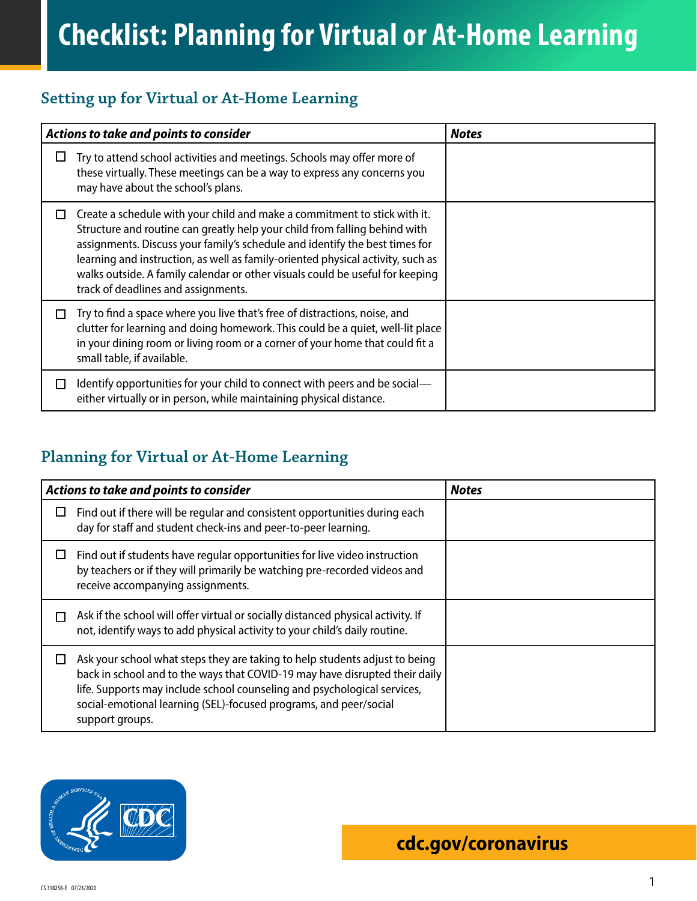# Checklist: Planning for Virtual or At-Home Learning

## Setting up for Virtual or At-Home Learning

| *Actions to take and points to consider* | *Notes* |
|---|---|
| ☐ Try to attend school activities and meetings. Schools may offer more of these virtually. These meetings can be a way to express any concerns you may have about the school's plans. | |
| ☐ Create a schedule with your child and make a commitment to stick with it. Structure and routine can greatly help your child from falling behind with assignments. Discuss your family's schedule and identify the best times for learning and instruction, as well as family-oriented physical activity, such as walks outside. A family calendar or other visuals could be useful for keeping track of deadlines and assignments. | |
| ☐ Try to find a space where you live that's free of distractions, noise, and clutter for learning and doing homework. This could be a quiet, well-lit place in your dining room or living room or a corner of your home that could fit a small table, if available. | |
| ☐ Identify opportunities for your child to connect with peers and be social—either virtually or in person, while maintaining physical distance. | |

## Planning for Virtual or At-Home Learning

| *Actions to take and points to consider* | *Notes* |
|---|---|
| ☐ Find out if there will be regular and consistent opportunities during each day for staff and student check-ins and peer-to-peer learning. | |
| ☐ Find out if students have regular opportunities for live video instruction by teachers or if they will primarily be watching pre-recorded videos and receive accompanying assignments. | |
| ☐ Ask if the school will offer virtual or socially distanced physical activity. If not, identify ways to add physical activity to your child's daily routine. | |
| ☐ Ask your school what steps they are taking to help students adjust to being back in school and to the ways that COVID-19 may have disrupted their daily life. Supports may include school counseling and psychological services, social-emotional learning (SEL)-focused programs, and peer/social support groups. | |

**cdc.gov/coronavirus**

CS 318258-E 07/23/2020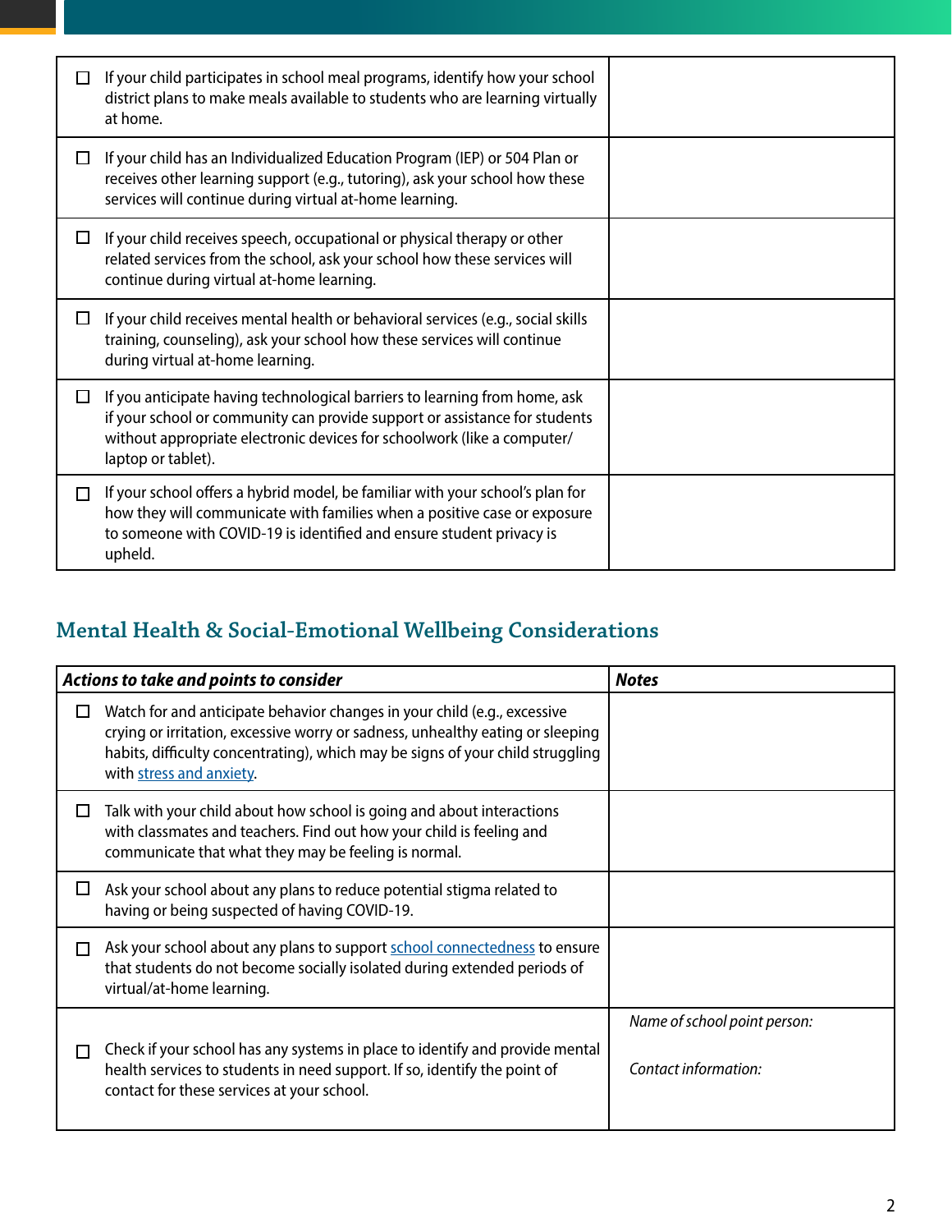| Actions to take and points to consider | Notes |
| --- | --- |
| ☐ If your child participates in school meal programs, identify how your school district plans to make meals available to students who are learning virtually at home. | |
| ☐ If your child has an Individualized Education Program (IEP) or 504 Plan or receives other learning support (e.g., tutoring), ask your school how these services will continue during virtual at-home learning. | |
| ☐ If your child receives speech, occupational or physical therapy or other related services from the school, ask your school how these services will continue during virtual at-home learning. | |
| ☐ If your child receives mental health or behavioral services (e.g., social skills training, counseling), ask your school how these services will continue during virtual at-home learning. | |
| ☐ If you anticipate having technological barriers to learning from home, ask if your school or community can provide support or assistance for students without appropriate electronic devices for schoolwork (like a computer/ laptop or tablet). | |
| ☐ If your school offers a hybrid model, be familiar with your school's plan for how they will communicate with families when a positive case or exposure to someone with COVID-19 is identified and ensure student privacy is upheld. | |

## Mental Health & Social-Emotional Wellbeing Considerations

| ***Actions to take and points to consider*** | ***Notes*** |
| --- | --- |
| ☐ Watch for and anticipate behavior changes in your child (e.g., excessive crying or irritation, excessive worry or sadness, unhealthy eating or sleeping habits, difficulty concentrating), which may be signs of your child struggling with stress and anxiety. | |
| ☐ Talk with your child about how school is going and about interactions with classmates and teachers. Find out how your child is feeling and communicate that what they may be feeling is normal. | |
| ☐ Ask your school about any plans to reduce potential stigma related to having or being suspected of having COVID-19. | |
| ☐ Ask your school about any plans to support school connectedness to ensure that students do not become socially isolated during extended periods of virtual/at-home learning. | |
| ☐ Check if your school has any systems in place to identify and provide mental health services to students in need support. If so, identify the point of contact for these services at your school. | *Name of school point person:*<br><br>*Contact information:* |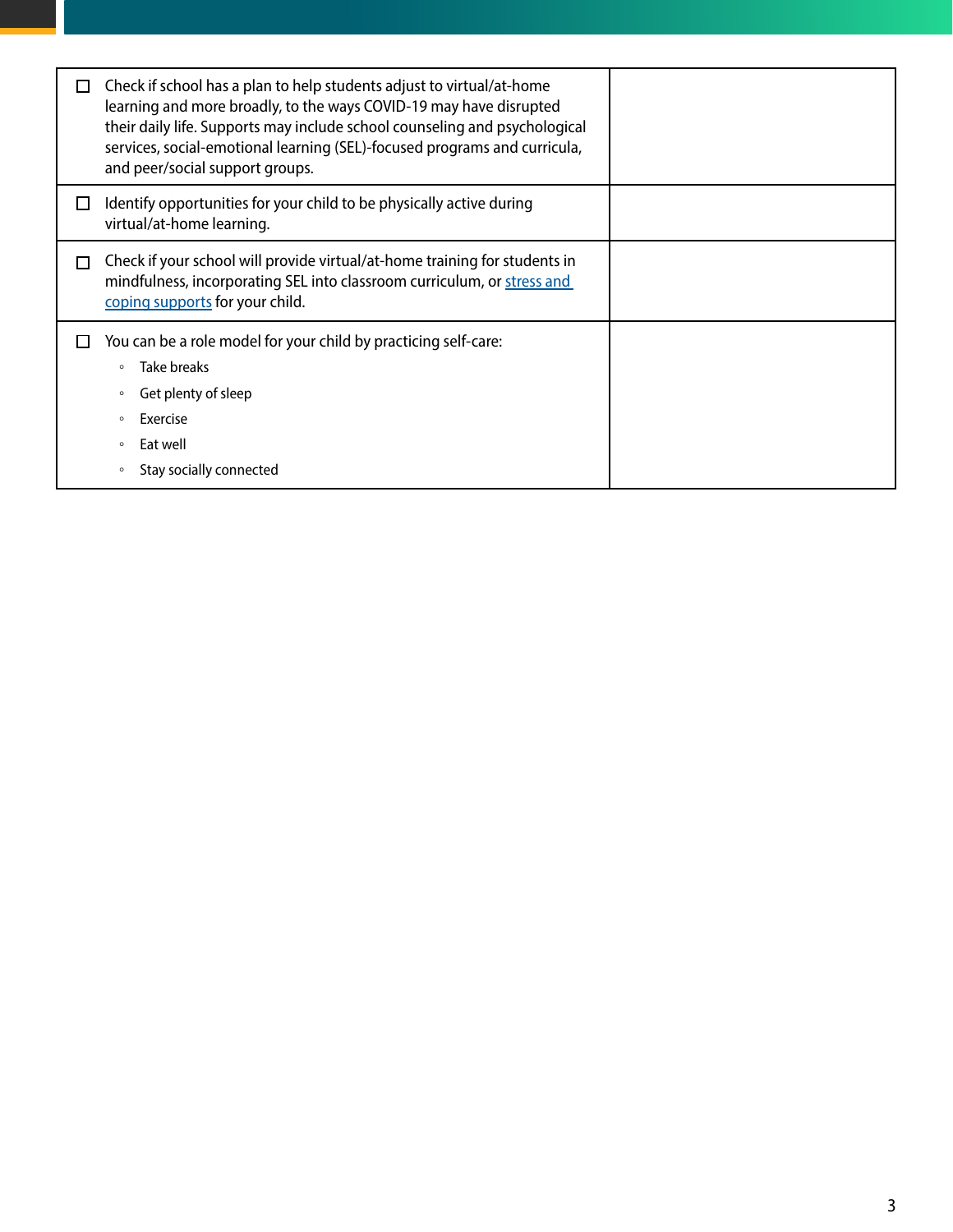| | |
|---|---|
| ☐ Check if school has a plan to help students adjust to virtual/at-home learning and more broadly, to the ways COVID-19 may have disrupted their daily life. Supports may include school counseling and psychological services, social-emotional learning (SEL)-focused programs and curricula, and peer/social support groups. | |
| ☐ Identify opportunities for your child to be physically active during virtual/at-home learning. | |
| ☐ Check if your school will provide virtual/at-home training for students in mindfulness, incorporating SEL into classroom curriculum, or stress and coping supports for your child. | |
| ☐ You can be a role model for your child by practicing self-care:<br>◦ Take breaks<br>◦ Get plenty of sleep<br>◦ Exercise<br>◦ Eat well<br>◦ Stay socially connected | |